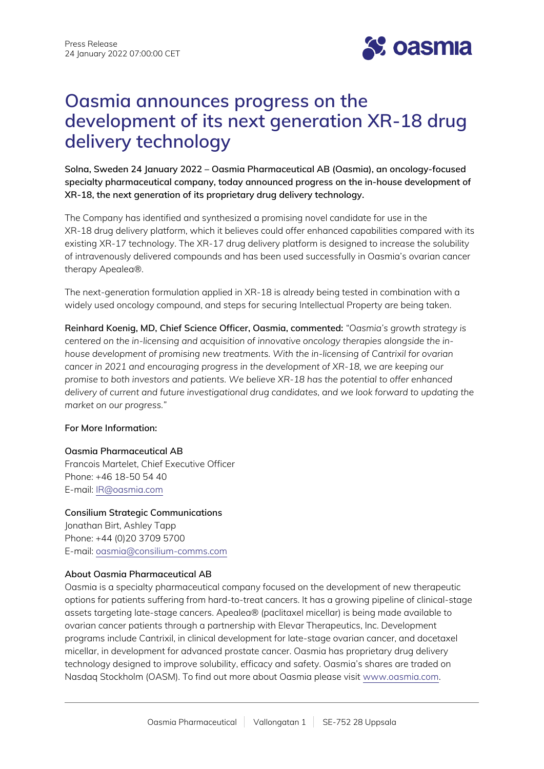Press Release
24 January 2022 07:00:00 CET

# Oasmia announces progress on the development of its next generation XR-18 drug delivery technology

**Solna, Sweden 24 January 2022 – Oasmia Pharmaceutical AB (Oasmia), an oncology-focused specialty pharmaceutical company, today announced progress on the in-house development of XR-18, the next generation of its proprietary drug delivery technology.**

The Company has identified and synthesized a promising novel candidate for use in the XR-18 drug delivery platform, which it believes could offer enhanced capabilities compared with its existing XR-17 technology. The XR-17 drug delivery platform is designed to increase the solubility of intravenously delivered compounds and has been used successfully in Oasmia's ovarian cancer therapy Apealea®.

The next-generation formulation applied in XR-18 is already being tested in combination with a widely used oncology compound, and steps for securing Intellectual Property are being taken.

**Reinhard Koenig, MD, Chief Science Officer, Oasmia, commented:** *"Oasmia's growth strategy is centered on the in-licensing and acquisition of innovative oncology therapies alongside the in-house development of promising new treatments. With the in-licensing of Cantrixil for ovarian cancer in 2021 and encouraging progress in the development of XR-18, we are keeping our promise to both investors and patients. We believe XR-18 has the potential to offer enhanced delivery of current and future investigational drug candidates, and we look forward to updating the market on our progress."*

**For More Information:**

**Oasmia Pharmaceutical AB**
Francois Martelet, Chief Executive Officer
Phone: +46 18-50 54 40
E-mail: IR@oasmia.com

**Consilium Strategic Communications**
Jonathan Birt, Ashley Tapp
Phone: +44 (0)20 3709 5700
E-mail: oasmia@consilium-comms.com

**About Oasmia Pharmaceutical AB**
Oasmia is a specialty pharmaceutical company focused on the development of new therapeutic options for patients suffering from hard-to-treat cancers. It has a growing pipeline of clinical-stage assets targeting late-stage cancers. Apealea® (paclitaxel micellar) is being made available to ovarian cancer patients through a partnership with Elevar Therapeutics, Inc. Development programs include Cantrixil, in clinical development for late-stage ovarian cancer, and docetaxel micellar, in development for advanced prostate cancer. Oasmia has proprietary drug delivery technology designed to improve solubility, efficacy and safety. Oasmia's shares are traded on Nasdaq Stockholm (OASM). To find out more about Oasmia please visit www.oasmia.com.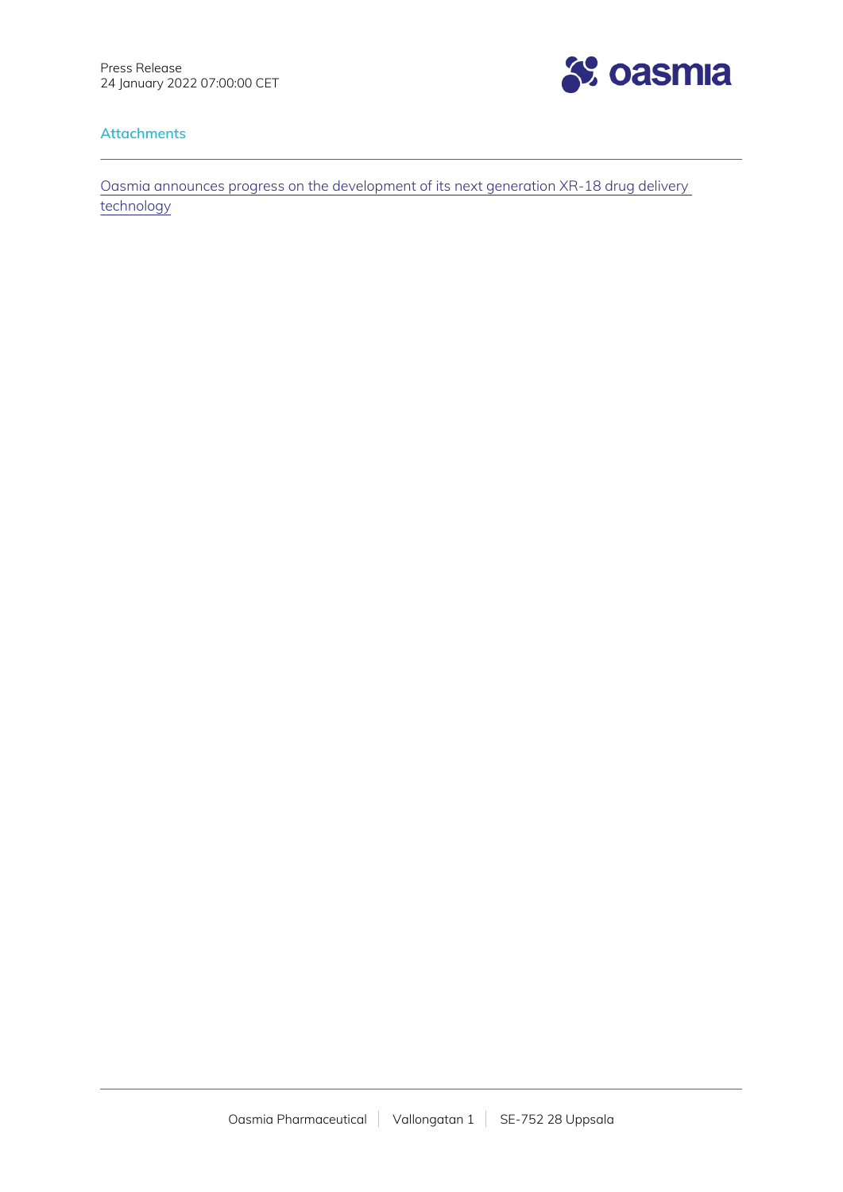## Attachments

[Oasmia announces progress on the development of its next generation XR-18 drug delivery technology]